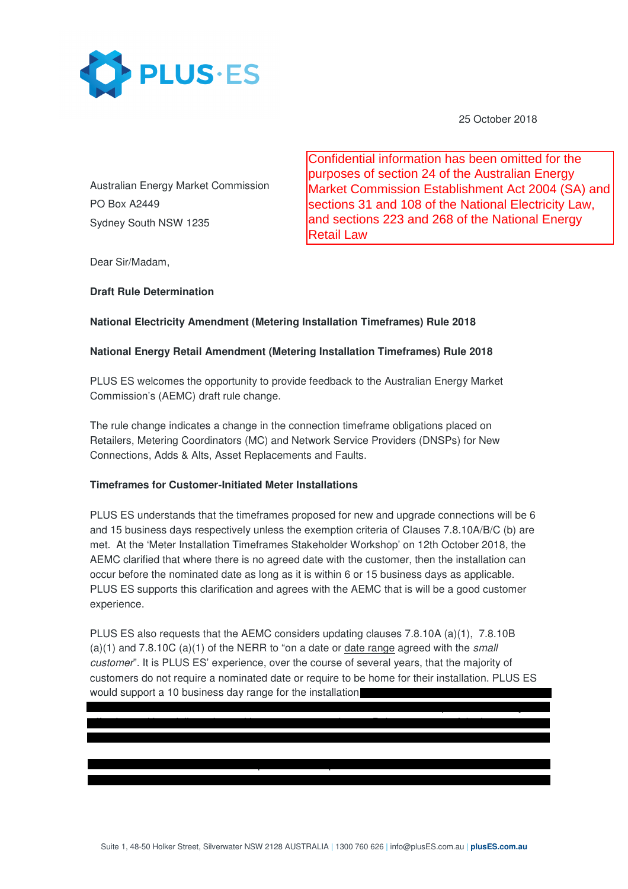25 October 2018

Confidential information has been omitted for the purposes of section 24 of the Australian Energy Market Commission Establishment Act 2004 (SA) and sections 31 and 108 of the National Electricity Law, and sections 223 and 268 of the National Energy Retail Law

Australian Energy Market Commission
PO Box A2449
Sydney South NSW 1235

Dear Sir/Madam,

**Draft Rule Determination**

**National Electricity Amendment (Metering Installation Timeframes) Rule 2018**

**National Energy Retail Amendment (Metering Installation Timeframes) Rule 2018**

PLUS ES welcomes the opportunity to provide feedback to the Australian Energy Market Commission's (AEMC) draft rule change.

The rule change indicates a change in the connection timeframe obligations placed on Retailers, Metering Coordinators (MC) and Network Service Providers (DNSPs) for New Connections, Adds & Alts, Asset Replacements and Faults.

**Timeframes for Customer-Initiated Meter Installations**

PLUS ES understands that the timeframes proposed for new and upgrade connections will be 6 and 15 business days respectively unless the exemption criteria of Clauses 7.8.10A/B/C (b) are met. At the 'Meter Installation Timeframes Stakeholder Workshop' on 12th October 2018, the AEMC clarified that where there is no agreed date with the customer, then the installation can occur before the nominated date as long as it is within 6 or 15 business days as applicable. PLUS ES supports this clarification and agrees with the AEMC that is will be a good customer experience.

PLUS ES also requests that the AEMC considers updating clauses 7.8.10A (a)(1), 7.8.10B (a)(1) and 7.8.10C (a)(1) of the NERR to "on a date or date range agreed with the *small customer*". It is PLUS ES' experience, over the course of several years, that the majority of customers do not require a nominated date or require to be home for their installation. PLUS ES would support a 10 business day range for the installation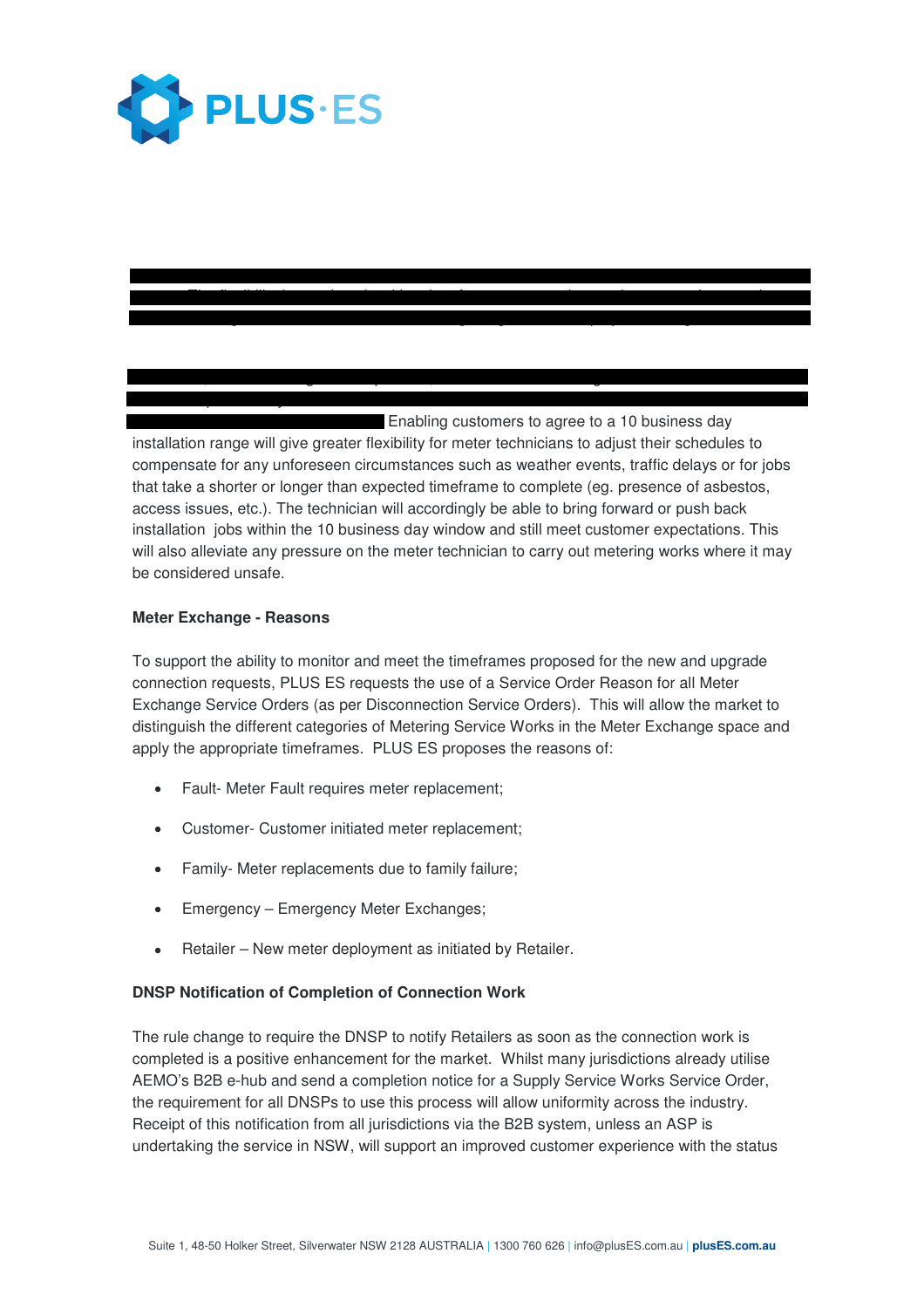Enabling customers to agree to a 10 business day installation range will give greater flexibility for meter technicians to adjust their schedules to compensate for any unforeseen circumstances such as weather events, traffic delays or for jobs that take a shorter or longer than expected timeframe to complete (eg. presence of asbestos, access issues, etc.). The technician will accordingly be able to bring forward or push back installation jobs within the 10 business day window and still meet customer expectations. This will also alleviate any pressure on the meter technician to carry out metering works where it may be considered unsafe.

**Meter Exchange - Reasons**

To support the ability to monitor and meet the timeframes proposed for the new and upgrade connection requests, PLUS ES requests the use of a Service Order Reason for all Meter Exchange Service Orders (as per Disconnection Service Orders). This will allow the market to distinguish the different categories of Metering Service Works in the Meter Exchange space and apply the appropriate timeframes. PLUS ES proposes the reasons of:

- Fault- Meter Fault requires meter replacement;
- Customer- Customer initiated meter replacement;
- Family- Meter replacements due to family failure;
- Emergency – Emergency Meter Exchanges;
- Retailer – New meter deployment as initiated by Retailer.

**DNSP Notification of Completion of Connection Work**

The rule change to require the DNSP to notify Retailers as soon as the connection work is completed is a positive enhancement for the market. Whilst many jurisdictions already utilise AEMO's B2B e-hub and send a completion notice for a Supply Service Works Service Order, the requirement for all DNSPs to use this process will allow uniformity across the industry. Receipt of this notification from all jurisdictions via the B2B system, unless an ASP is undertaking the service in NSW, will support an improved customer experience with the status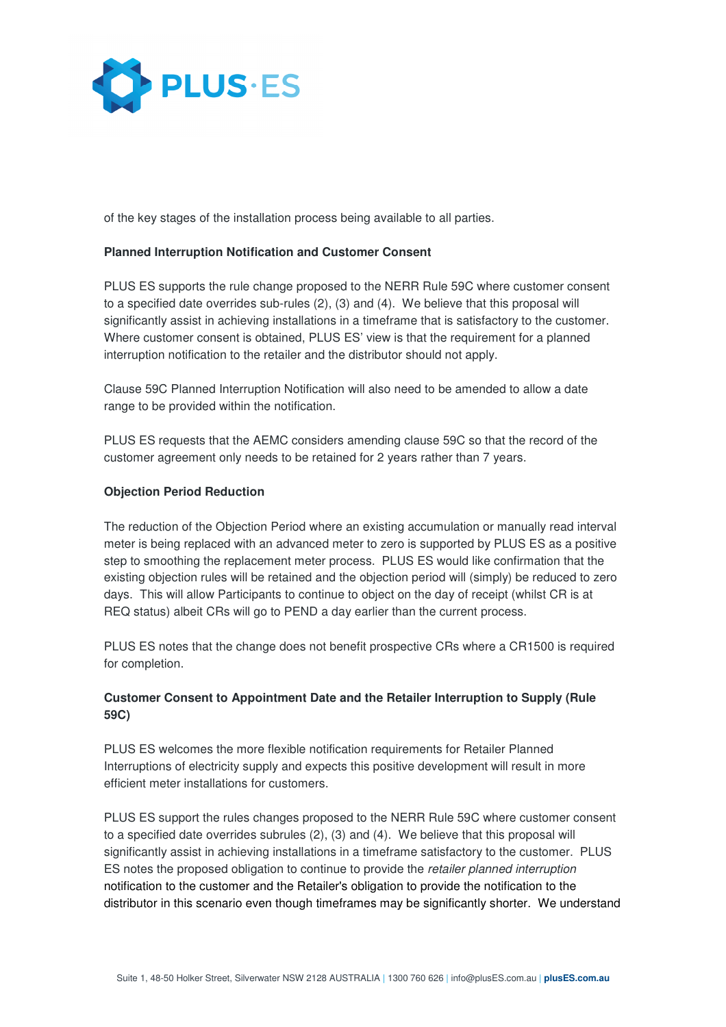of the key stages of the installation process being available to all parties.

**Planned Interruption Notification and Customer Consent**

PLUS ES supports the rule change proposed to the NERR Rule 59C where customer consent to a specified date overrides sub-rules (2), (3) and (4). We believe that this proposal will significantly assist in achieving installations in a timeframe that is satisfactory to the customer. Where customer consent is obtained, PLUS ES' view is that the requirement for a planned interruption notification to the retailer and the distributor should not apply.

Clause 59C Planned Interruption Notification will also need to be amended to allow a date range to be provided within the notification.

PLUS ES requests that the AEMC considers amending clause 59C so that the record of the customer agreement only needs to be retained for 2 years rather than 7 years.

**Objection Period Reduction**

The reduction of the Objection Period where an existing accumulation or manually read interval meter is being replaced with an advanced meter to zero is supported by PLUS ES as a positive step to smoothing the replacement meter process. PLUS ES would like confirmation that the existing objection rules will be retained and the objection period will (simply) be reduced to zero days. This will allow Participants to continue to object on the day of receipt (whilst CR is at REQ status) albeit CRs will go to PEND a day earlier than the current process.

PLUS ES notes that the change does not benefit prospective CRs where a CR1500 is required for completion.

**Customer Consent to Appointment Date and the Retailer Interruption to Supply (Rule 59C)**

PLUS ES welcomes the more flexible notification requirements for Retailer Planned Interruptions of electricity supply and expects this positive development will result in more efficient meter installations for customers.

PLUS ES support the rules changes proposed to the NERR Rule 59C where customer consent to a specified date overrides subrules (2), (3) and (4). We believe that this proposal will significantly assist in achieving installations in a timeframe satisfactory to the customer. PLUS ES notes the proposed obligation to continue to provide the *retailer planned interruption* notification to the customer and the Retailer's obligation to provide the notification to the distributor in this scenario even though timeframes may be significantly shorter. We understand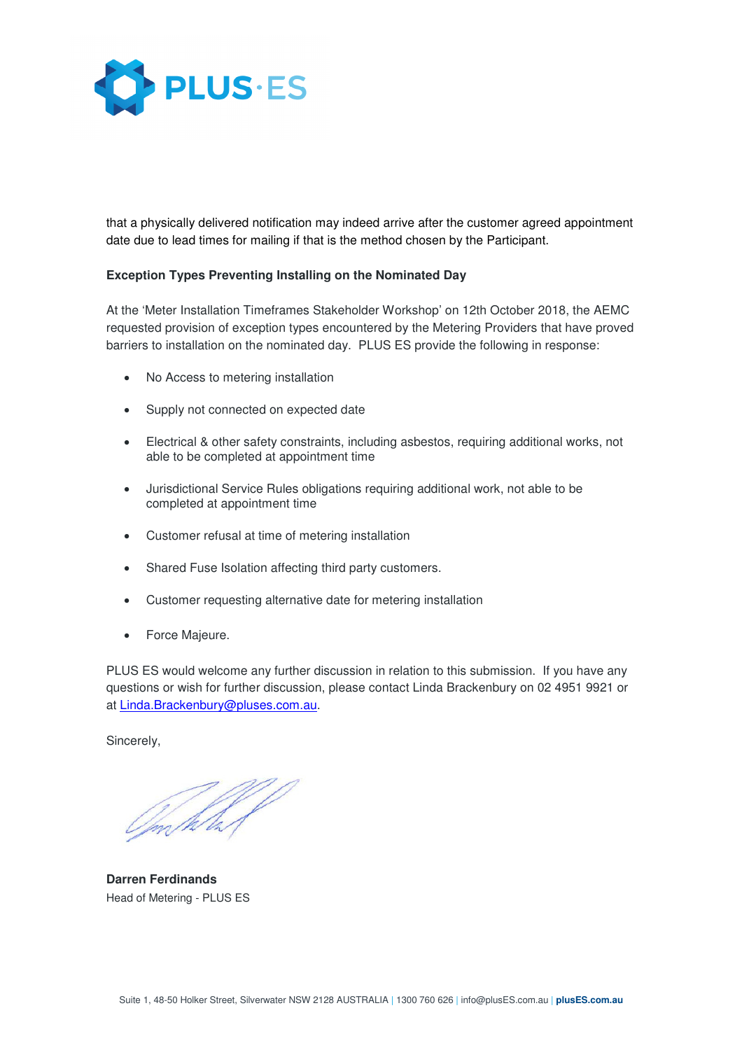that a physically delivered notification may indeed arrive after the customer agreed appointment date due to lead times for mailing if that is the method chosen by the Participant.

**Exception Types Preventing Installing on the Nominated Day**

At the 'Meter Installation Timeframes Stakeholder Workshop' on 12th October 2018, the AEMC requested provision of exception types encountered by the Metering Providers that have proved barriers to installation on the nominated day. PLUS ES provide the following in response:

- No Access to metering installation
- Supply not connected on expected date
- Electrical & other safety constraints, including asbestos, requiring additional works, not able to be completed at appointment time
- Jurisdictional Service Rules obligations requiring additional work, not able to be completed at appointment time
- Customer refusal at time of metering installation
- Shared Fuse Isolation affecting third party customers.
- Customer requesting alternative date for metering installation
- Force Majeure.

PLUS ES would welcome any further discussion in relation to this submission. If you have any questions or wish for further discussion, please contact Linda Brackenbury on 02 4951 9921 or at Linda.Brackenbury@pluses.com.au.

Sincerely,

**Darren Ferdinands**
Head of Metering - PLUS ES